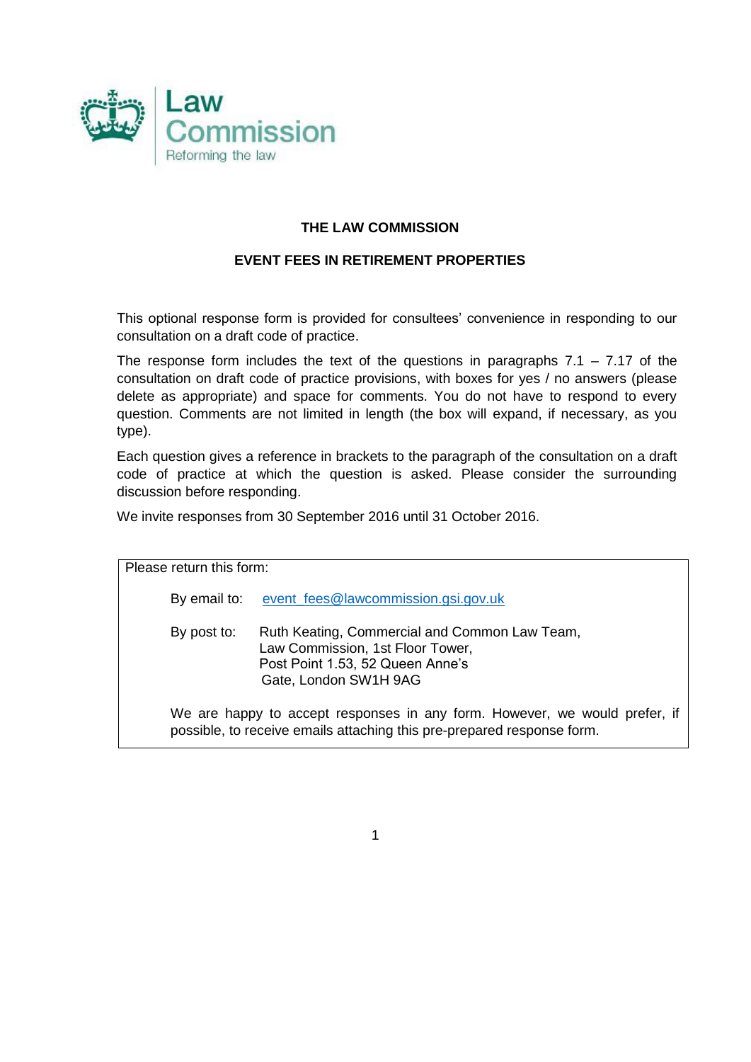Law Commission
Reforming the law

# THE LAW COMMISSION

## EVENT FEES IN RETIREMENT PROPERTIES

This optional response form is provided for consultees' convenience in responding to our consultation on a draft code of practice.

The response form includes the text of the questions in paragraphs 7.1 – 7.17 of the consultation on draft code of practice provisions, with boxes for yes / no answers (please delete as appropriate) and space for comments. You do not have to respond to every question. Comments are not limited in length (the box will expand, if necessary, as you type).

Each question gives a reference in brackets to the paragraph of the consultation on a draft code of practice at which the question is asked. Please consider the surrounding discussion before responding.

We invite responses from 30 September 2016 until 31 October 2016.

---

Please return this form:

By email to: event_fees@lawcommission.gsi.gov.uk

By post to: Ruth Keating, Commercial and Common Law Team, Law Commission, 1st Floor Tower, Post Point 1.53, 52 Queen Anne's Gate, London SW1H 9AG

We are happy to accept responses in any form. However, we would prefer, if possible, to receive emails attaching this pre-prepared response form.

---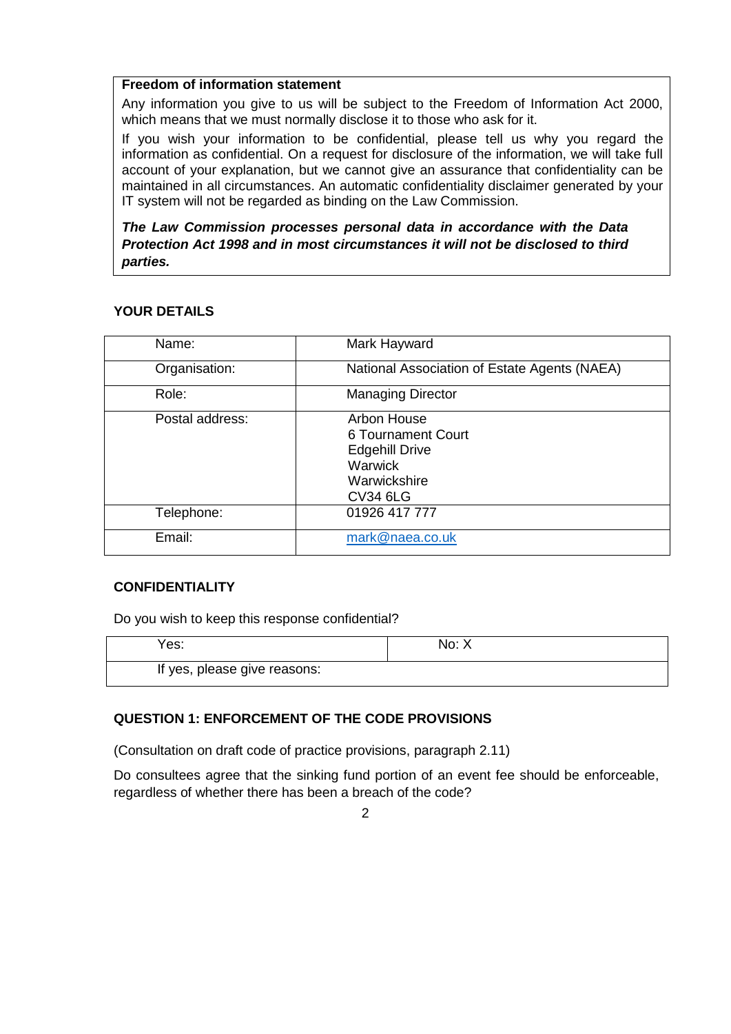**Freedom of information statement**

Any information you give to us will be subject to the Freedom of Information Act 2000, which means that we must normally disclose it to those who ask for it.

If you wish your information to be confidential, please tell us why you regard the information as confidential. On a request for disclosure of the information, we will take full account of your explanation, but we cannot give an assurance that confidentiality can be maintained in all circumstances. An automatic confidentiality disclaimer generated by your IT system will not be regarded as binding on the Law Commission.

***The Law Commission processes personal data in accordance with the Data Protection Act 1998 and in most circumstances it will not be disclosed to third parties.***

**YOUR DETAILS**

| Name: | Mark Hayward |
|---|---|
| Organisation: | National Association of Estate Agents (NAEA) |
| Role: | Managing Director |
| Postal address: | Arbon House<br>6 Tournament Court<br>Edgehill Drive<br>Warwick<br>Warwickshire<br>CV34 6LG |
| Telephone: | 01926 417 777 |
| Email: | mark@naea.co.uk |

**CONFIDENTIALITY**

Do you wish to keep this response confidential?

| Yes: | No: X |
|---|---|
| If yes, please give reasons: | |

**QUESTION 1: ENFORCEMENT OF THE CODE PROVISIONS**

(Consultation on draft code of practice provisions, paragraph 2.11)

Do consultees agree that the sinking fund portion of an event fee should be enforceable, regardless of whether there has been a breach of the code?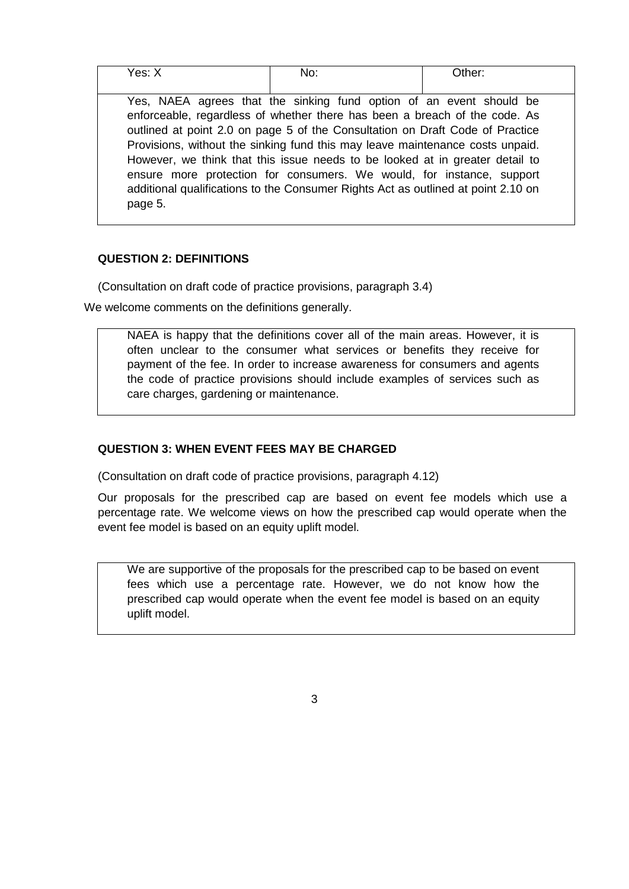| Yes: X | No: | Other: |
|---|---|---|

Yes, NAEA agrees that the sinking fund option of an event should be enforceable, regardless of whether there has been a breach of the code. As outlined at point 2.0 on page 5 of the Consultation on Draft Code of Practice Provisions, without the sinking fund this may leave maintenance costs unpaid. However, we think that this issue needs to be looked at in greater detail to ensure more protection for consumers. We would, for instance, support additional qualifications to the Consumer Rights Act as outlined at point 2.10 on page 5.

**QUESTION 2: DEFINITIONS**

(Consultation on draft code of practice provisions, paragraph 3.4)

We welcome comments on the definitions generally.

> NAEA is happy that the definitions cover all of the main areas. However, it is often unclear to the consumer what services or benefits they receive for payment of the fee. In order to increase awareness for consumers and agents the code of practice provisions should include examples of services such as care charges, gardening or maintenance.

**QUESTION 3: WHEN EVENT FEES MAY BE CHARGED**

(Consultation on draft code of practice provisions, paragraph 4.12)

Our proposals for the prescribed cap are based on event fee models which use a percentage rate. We welcome views on how the prescribed cap would operate when the event fee model is based on an equity uplift model.

> We are supportive of the proposals for the prescribed cap to be based on event fees which use a percentage rate. However, we do not know how the prescribed cap would operate when the event fee model is based on an equity uplift model.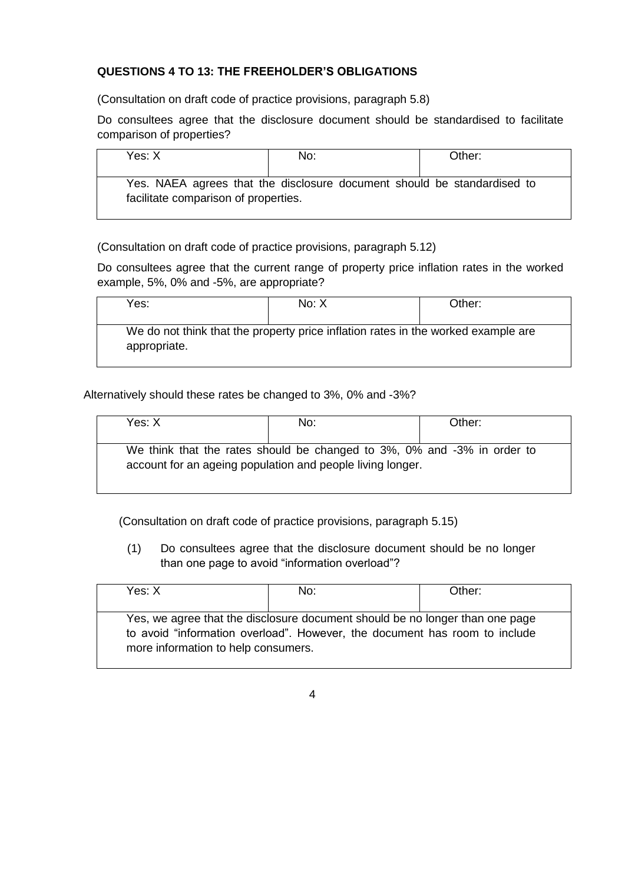**QUESTIONS 4 TO 13: THE FREEHOLDER'S OBLIGATIONS**

(Consultation on draft code of practice provisions, paragraph 5.8)

Do consultees agree that the disclosure document should be standardised to facilitate comparison of properties?

| Yes: X | No: | Other: |
|---|---|---|
| Yes. NAEA agrees that the disclosure document should be standardised to facilitate comparison of properties. | | |

(Consultation on draft code of practice provisions, paragraph 5.12)

Do consultees agree that the current range of property price inflation rates in the worked example, 5%, 0% and -5%, are appropriate?

| Yes: | No: X | Other: |
|---|---|---|
| We do not think that the property price inflation rates in the worked example are appropriate. | | |

Alternatively should these rates be changed to 3%, 0% and -3%?

| Yes: X | No: | Other: |
|---|---|---|
| We think that the rates should be changed to 3%, 0% and -3% in order to account for an ageing population and people living longer. | | |

(Consultation on draft code of practice provisions, paragraph 5.15)

(1) Do consultees agree that the disclosure document should be no longer than one page to avoid "information overload"?

| Yes: X | No: | Other: |
|---|---|---|
| Yes, we agree that the disclosure document should be no longer than one page to avoid "information overload". However, the document has room to include more information to help consumers. | | |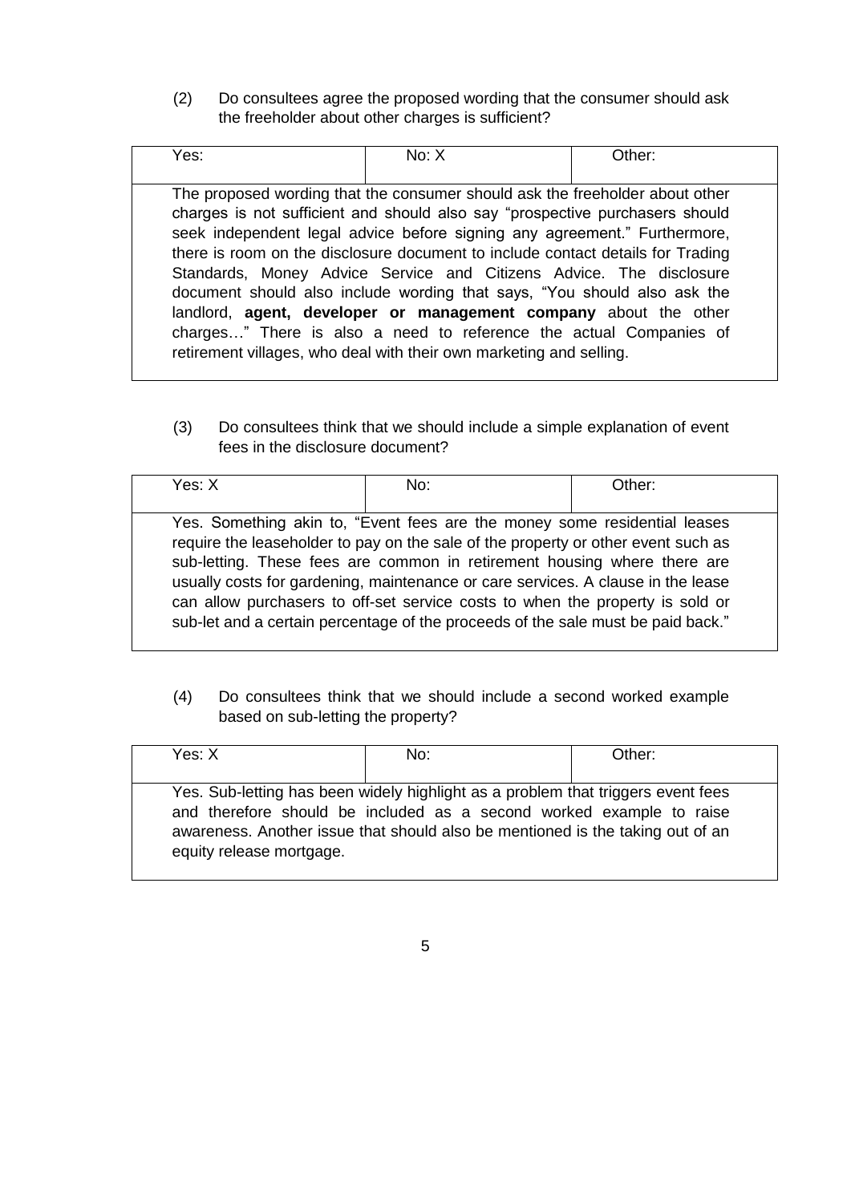(2) Do consultees agree the proposed wording that the consumer should ask the freeholder about other charges is sufficient?

| Yes: | No: X | Other: |
|---|---|---|
| The proposed wording that the consumer should ask the freeholder about other charges is not sufficient and should also say "prospective purchasers should seek independent legal advice before signing any agreement." Furthermore, there is room on the disclosure document to include contact details for Trading Standards, Money Advice Service and Citizens Advice. The disclosure document should also include wording that says, "You should also ask the landlord, **agent, developer or management company** about the other charges…" There is also a need to reference the actual Companies of retirement villages, who deal with their own marketing and selling. | | |

(3) Do consultees think that we should include a simple explanation of event fees in the disclosure document?

| Yes: X | No: | Other: |
|---|---|---|
| Yes. Something akin to, "Event fees are the money some residential leases require the leaseholder to pay on the sale of the property or other event such as sub-letting. These fees are common in retirement housing where there are usually costs for gardening, maintenance or care services. A clause in the lease can allow purchasers to off-set service costs to when the property is sold or sub-let and a certain percentage of the proceeds of the sale must be paid back." | | |

(4) Do consultees think that we should include a second worked example based on sub-letting the property?

| Yes: X | No: | Other: |
|---|---|---|
| Yes. Sub-letting has been widely highlight as a problem that triggers event fees and therefore should be included as a second worked example to raise awareness. Another issue that should also be mentioned is the taking out of an equity release mortgage. | | |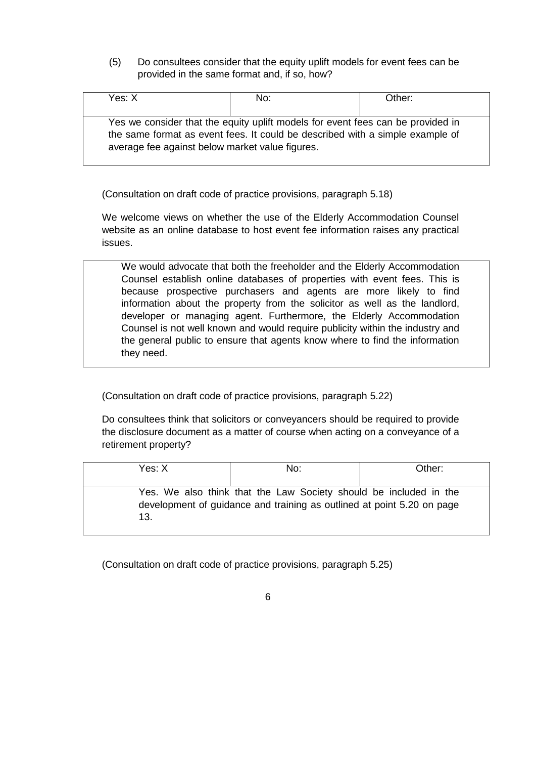(5) Do consultees consider that the equity uplift models for event fees can be provided in the same format and, if so, how?

| Yes: X | No: | Other: |
|---|---|---|
| Yes we consider that the equity uplift models for event fees can be provided in the same format as event fees. It could be described with a simple example of average fee against below market value figures. | | |

(Consultation on draft code of practice provisions, paragraph 5.18)

We welcome views on whether the use of the Elderly Accommodation Counsel website as an online database to host event fee information raises any practical issues.

> We would advocate that both the freeholder and the Elderly Accommodation Counsel establish online databases of properties with event fees. This is because prospective purchasers and agents are more likely to find information about the property from the solicitor as well as the landlord, developer or managing agent. Furthermore, the Elderly Accommodation Counsel is not well known and would require publicity within the industry and the general public to ensure that agents know where to find the information they need.

(Consultation on draft code of practice provisions, paragraph 5.22)

Do consultees think that solicitors or conveyancers should be required to provide the disclosure document as a matter of course when acting on a conveyance of a retirement property?

| Yes: X | No: | Other: |
|---|---|---|
| Yes. We also think that the Law Society should be included in the development of guidance and training as outlined at point 5.20 on page 13. | | |

(Consultation on draft code of practice provisions, paragraph 5.25)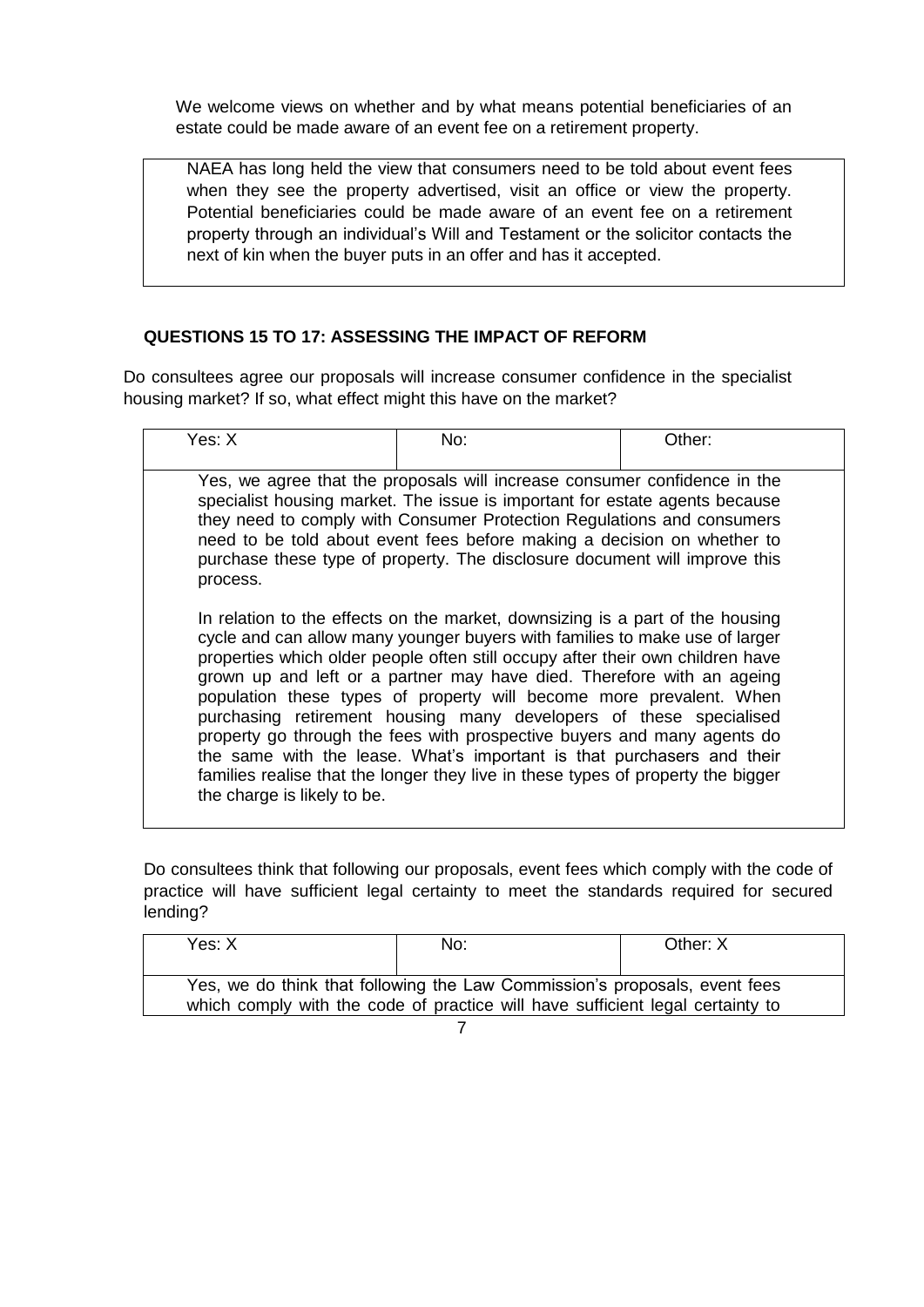We welcome views on whether and by what means potential beneficiaries of an estate could be made aware of an event fee on a retirement property.

> NAEA has long held the view that consumers need to be told about event fees when they see the property advertised, visit an office or view the property. Potential beneficiaries could be made aware of an event fee on a retirement property through an individual's Will and Testament or the solicitor contacts the next of kin when the buyer puts in an offer and has it accepted.

## QUESTIONS 15 TO 17: ASSESSING THE IMPACT OF REFORM

Do consultees agree our proposals will increase consumer confidence in the specialist housing market? If so, what effect might this have on the market?

| Yes: X | No: | Other: |
|---|---|---|

Yes, we agree that the proposals will increase consumer confidence in the specialist housing market. The issue is important for estate agents because they need to comply with Consumer Protection Regulations and consumers need to be told about event fees before making a decision on whether to purchase these type of property. The disclosure document will improve this process.

In relation to the effects on the market, downsizing is a part of the housing cycle and can allow many younger buyers with families to make use of larger properties which older people often still occupy after their own children have grown up and left or a partner may have died. Therefore with an ageing population these types of property will become more prevalent. When purchasing retirement housing many developers of these specialised property go through the fees with prospective buyers and many agents do the same with the lease. What's important is that purchasers and their families realise that the longer they live in these types of property the bigger the charge is likely to be.

Do consultees think that following our proposals, event fees which comply with the code of practice will have sufficient legal certainty to meet the standards required for secured lending?

| Yes: X | No: | Other: X |
|---|---|---|

Yes, we do think that following the Law Commission's proposals, event fees which comply with the code of practice will have sufficient legal certainty to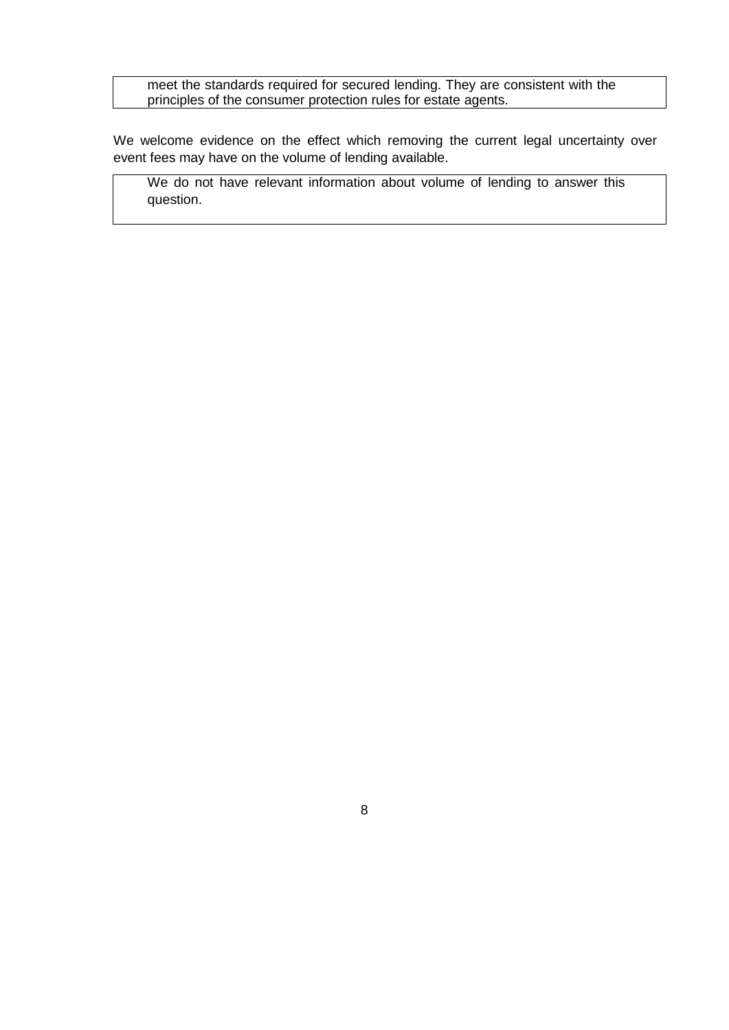meet the standards required for secured lending. They are consistent with the principles of the consumer protection rules for estate agents.

We welcome evidence on the effect which removing the current legal uncertainty over event fees may have on the volume of lending available.

We do not have relevant information about volume of lending to answer this question.